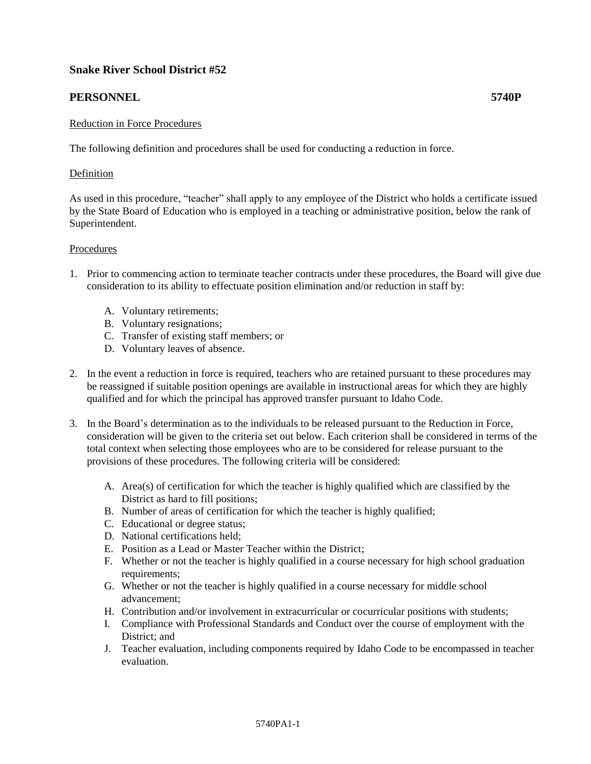**Snake River School District #52**

**PERSONNEL 5740P**

Reduction in Force Procedures

The following definition and procedures shall be used for conducting a reduction in force.

Definition

As used in this procedure, "teacher" shall apply to any employee of the District who holds a certificate issued by the State Board of Education who is employed in a teaching or administrative position, below the rank of Superintendent.

Procedures

1. Prior to commencing action to terminate teacher contracts under these procedures, the Board will give due consideration to its ability to effectuate position elimination and/or reduction in staff by:

   A. Voluntary retirements;
   B. Voluntary resignations;
   C. Transfer of existing staff members; or
   D. Voluntary leaves of absence.

2. In the event a reduction in force is required, teachers who are retained pursuant to these procedures may be reassigned if suitable position openings are available in instructional areas for which they are highly qualified and for which the principal has approved transfer pursuant to Idaho Code.

3. In the Board's determination as to the individuals to be released pursuant to the Reduction in Force, consideration will be given to the criteria set out below. Each criterion shall be considered in terms of the total context when selecting those employees who are to be considered for release pursuant to the provisions of these procedures. The following criteria will be considered:

   A. Area(s) of certification for which the teacher is highly qualified which are classified by the District as hard to fill positions;
   B. Number of areas of certification for which the teacher is highly qualified;
   C. Educational or degree status;
   D. National certifications held;
   E. Position as a Lead or Master Teacher within the District;
   F. Whether or not the teacher is highly qualified in a course necessary for high school graduation requirements;
   G. Whether or not the teacher is highly qualified in a course necessary for middle school advancement;
   H. Contribution and/or involvement in extracurricular or cocurricular positions with students;
   I. Compliance with Professional Standards and Conduct over the course of employment with the District; and
   J. Teacher evaluation, including components required by Idaho Code to be encompassed in teacher evaluation.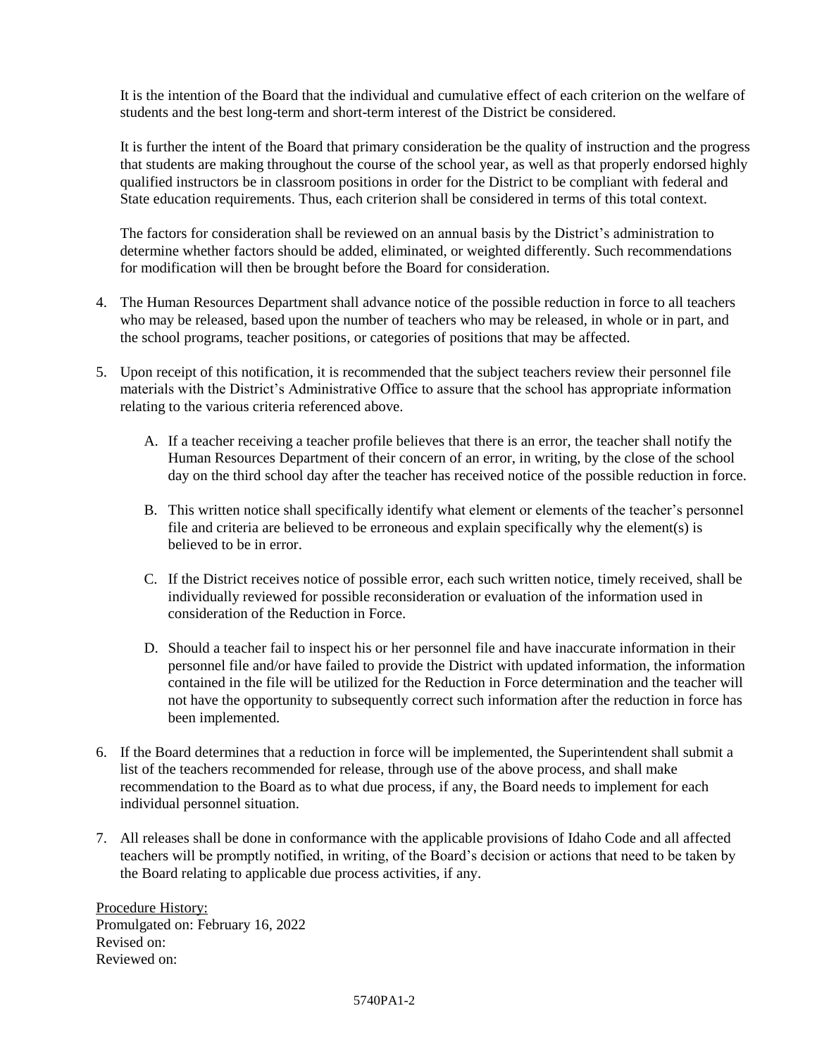It is the intention of the Board that the individual and cumulative effect of each criterion on the welfare of students and the best long-term and short-term interest of the District be considered.

It is further the intent of the Board that primary consideration be the quality of instruction and the progress that students are making throughout the course of the school year, as well as that properly endorsed highly qualified instructors be in classroom positions in order for the District to be compliant with federal and State education requirements. Thus, each criterion shall be considered in terms of this total context.

The factors for consideration shall be reviewed on an annual basis by the District's administration to determine whether factors should be added, eliminated, or weighted differently. Such recommendations for modification will then be brought before the Board for consideration.

4. The Human Resources Department shall advance notice of the possible reduction in force to all teachers who may be released, based upon the number of teachers who may be released, in whole or in part, and the school programs, teacher positions, or categories of positions that may be affected.

5. Upon receipt of this notification, it is recommended that the subject teachers review their personnel file materials with the District's Administrative Office to assure that the school has appropriate information relating to the various criteria referenced above.

   A. If a teacher receiving a teacher profile believes that there is an error, the teacher shall notify the Human Resources Department of their concern of an error, in writing, by the close of the school day on the third school day after the teacher has received notice of the possible reduction in force.

   B. This written notice shall specifically identify what element or elements of the teacher's personnel file and criteria are believed to be erroneous and explain specifically why the element(s) is believed to be in error.

   C. If the District receives notice of possible error, each such written notice, timely received, shall be individually reviewed for possible reconsideration or evaluation of the information used in consideration of the Reduction in Force.

   D. Should a teacher fail to inspect his or her personnel file and have inaccurate information in their personnel file and/or have failed to provide the District with updated information, the information contained in the file will be utilized for the Reduction in Force determination and the teacher will not have the opportunity to subsequently correct such information after the reduction in force has been implemented.

6. If the Board determines that a reduction in force will be implemented, the Superintendent shall submit a list of the teachers recommended for release, through use of the above process, and shall make recommendation to the Board as to what due process, if any, the Board needs to implement for each individual personnel situation.

7. All releases shall be done in conformance with the applicable provisions of Idaho Code and all affected teachers will be promptly notified, in writing, of the Board's decision or actions that need to be taken by the Board relating to applicable due process activities, if any.

Procedure History:
Promulgated on: February 16, 2022
Revised on:
Reviewed on: